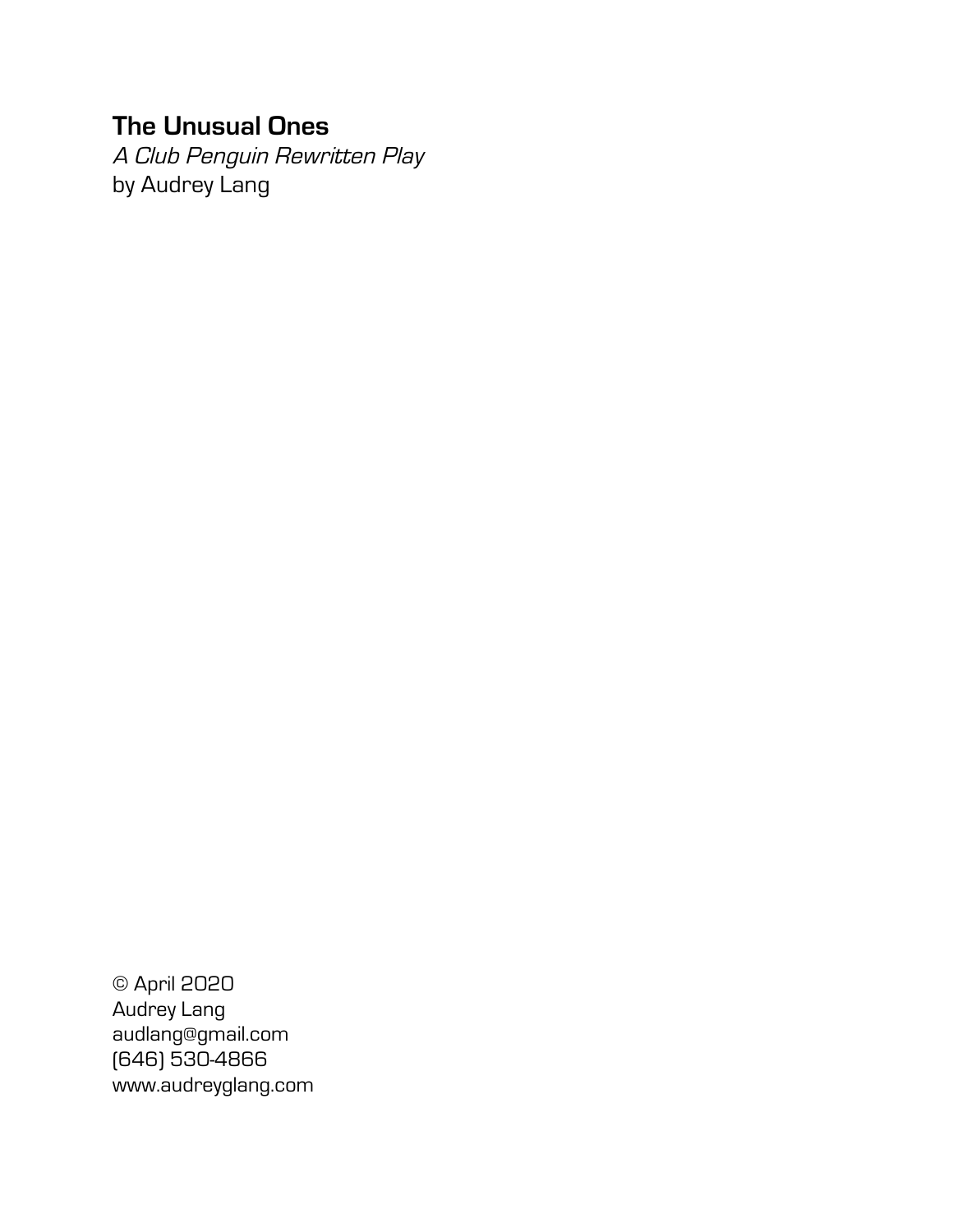# The Unusual Ones

*A Club Penguin Rewritten Play*
by Audrey Lang

© April 2020
Audrey Lang
audlang@gmail.com
(646) 530-4866
www.audreyglang.com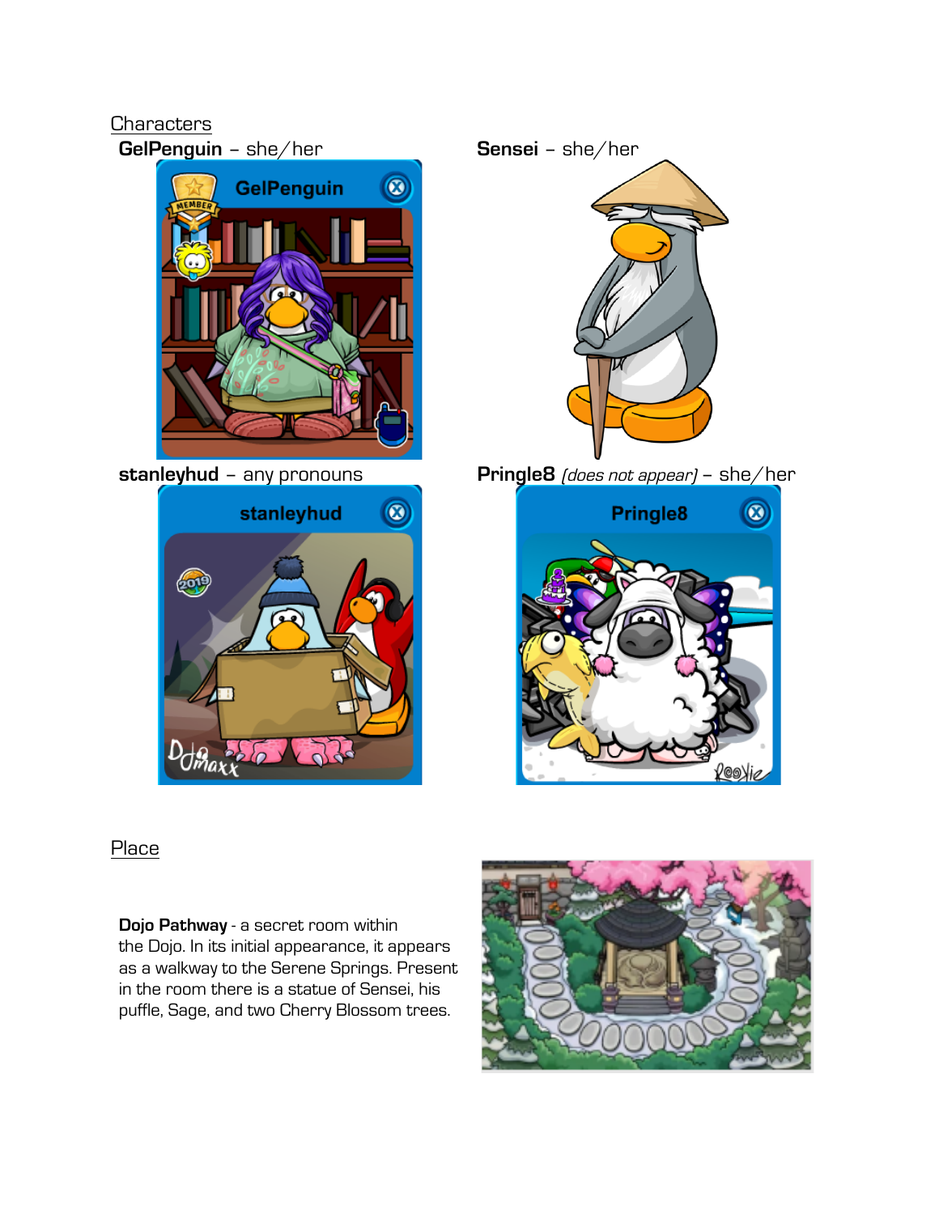Characters

**GelPenguin** – she/her

**Sensei** – she/her

**stanleyhud** – any pronouns

**Pringle8** *(does not appear)* – she/her

Place

**Dojo Pathway** - a secret room within the Dojo. In its initial appearance, it appears as a walkway to the Serene Springs. Present in the room there is a statue of Sensei, his puffle, Sage, and two Cherry Blossom trees.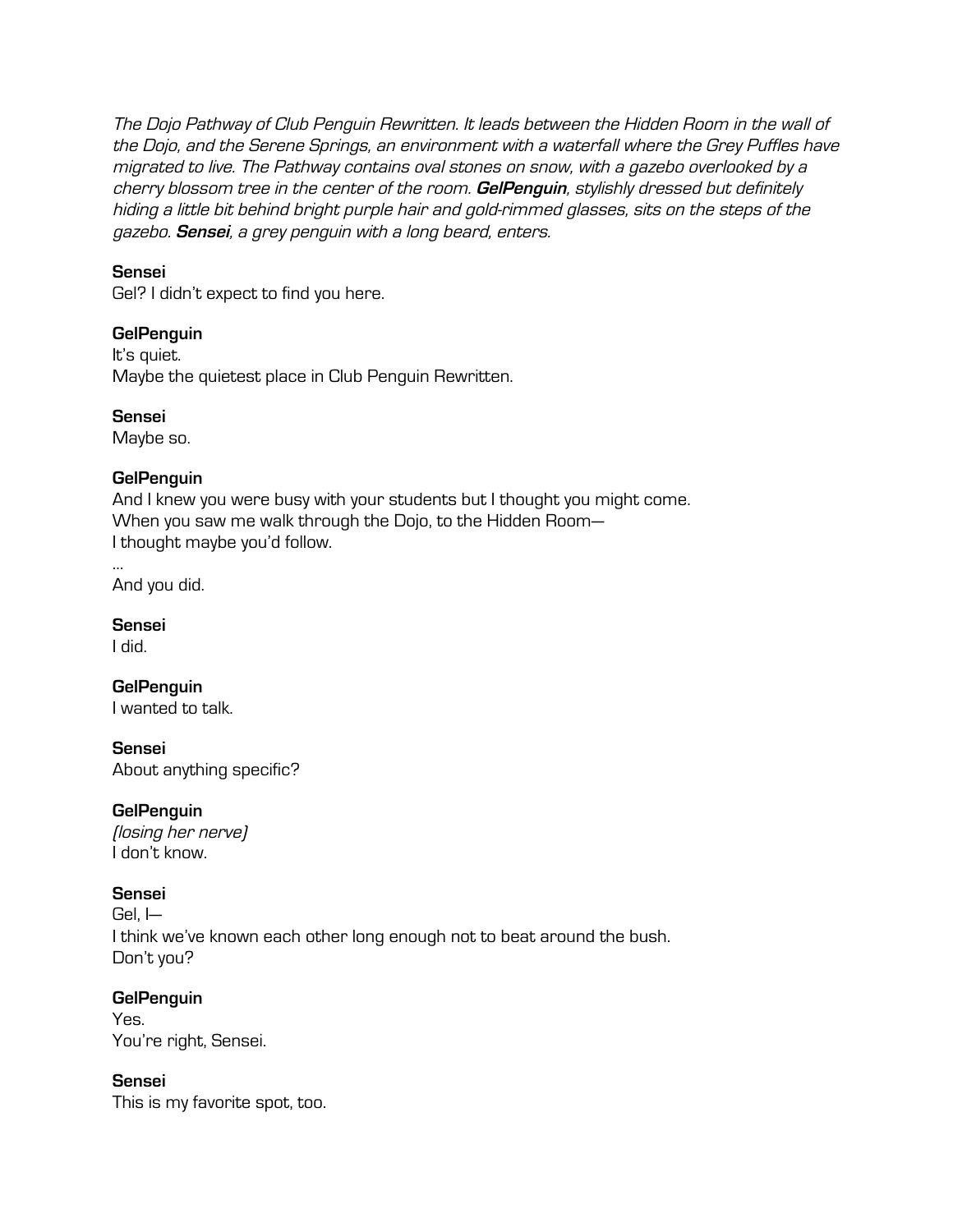*The Dojo Pathway of Club Penguin Rewritten. It leads between the Hidden Room in the wall of the Dojo, and the Serene Springs, an environment with a waterfall where the Grey Puffles have migrated to live. The Pathway contains oval stones on snow, with a gazebo overlooked by a cherry blossom tree in the center of the room.* ***GelPenguin****, stylishly dressed but definitely hiding a little bit behind bright purple hair and gold-rimmed glasses, sits on the steps of the gazebo.* ***Sensei****, a grey penguin with a long beard, enters.*

**Sensei**
Gel? I didn't expect to find you here.

**GelPenguin**
It's quiet.
Maybe the quietest place in Club Penguin Rewritten.

**Sensei**
Maybe so.

**GelPenguin**
And I knew you were busy with your students but I thought you might come.
When you saw me walk through the Dojo, to the Hidden Room—
I thought maybe you'd follow.
…
And you did.

**Sensei**
I did.

**GelPenguin**
I wanted to talk.

**Sensei**
About anything specific?

**GelPenguin**
*(losing her nerve)*
I don't know.

**Sensei**
Gel, I—
I think we've known each other long enough not to beat around the bush.
Don't you?

**GelPenguin**
Yes.
You're right, Sensei.

**Sensei**
This is my favorite spot, too.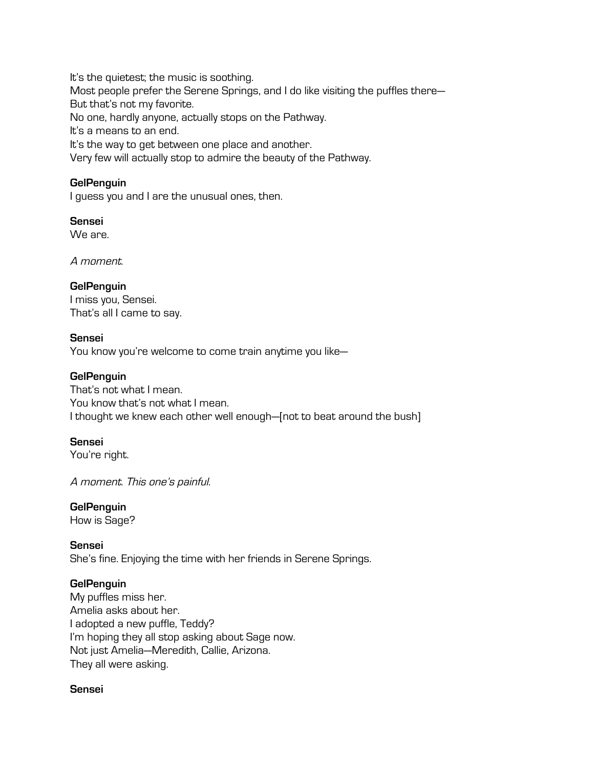It's the quietest; the music is soothing.
Most people prefer the Serene Springs, and I do like visiting the puffles there—
But that's not my favorite.
No one, hardly anyone, actually stops on the Pathway.
It's a means to an end.
It's the way to get between one place and another.
Very few will actually stop to admire the beauty of the Pathway.

**GelPenguin**
I guess you and I are the unusual ones, then.

**Sensei**
We are.

*A moment.*

**GelPenguin**
I miss you, Sensei.
That's all I came to say.

**Sensei**
You know you're welcome to come train anytime you like—

**GelPenguin**
That's not what I mean.
You know that's not what I mean.
I thought we knew each other well enough—[not to beat around the bush]

**Sensei**
You're right.

*A moment. This one's painful.*

**GelPenguin**
How is Sage?

**Sensei**
She's fine. Enjoying the time with her friends in Serene Springs.

**GelPenguin**
My puffles miss her.
Amelia asks about her.
I adopted a new puffle, Teddy?
I'm hoping they all stop asking about Sage now.
Not just Amelia—Meredith, Callie, Arizona.
They all were asking.

**Sensei**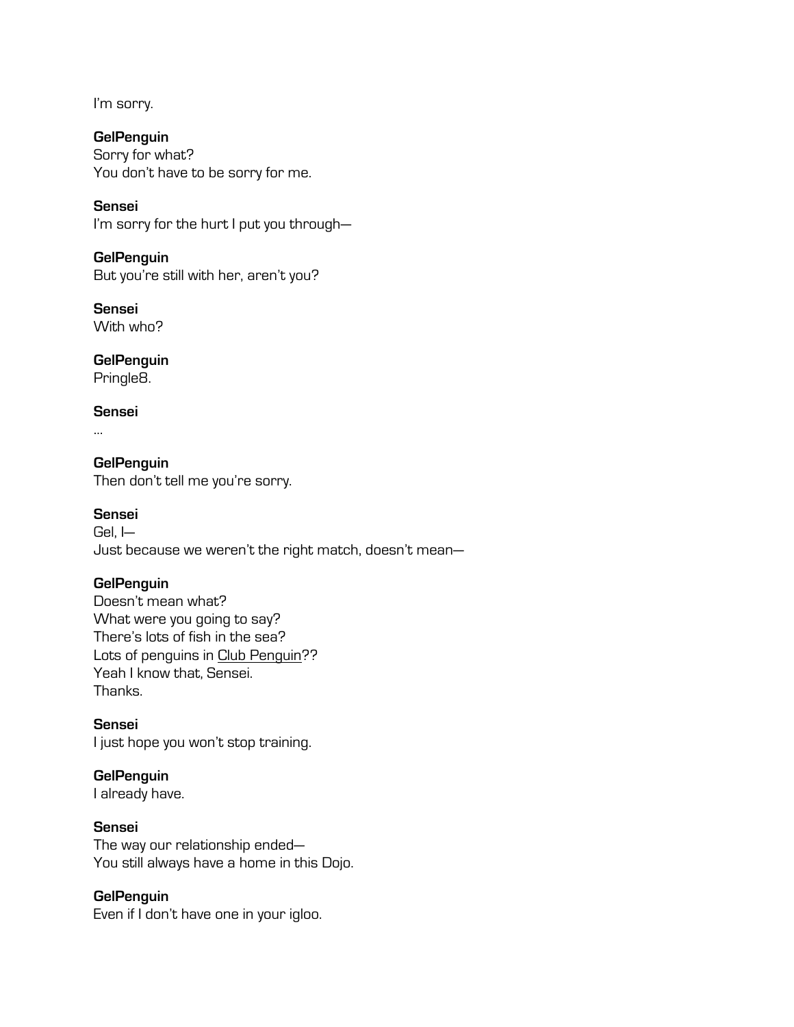I'm sorry.

**GelPenguin**
Sorry for what?
You don't have to be sorry for me.

**Sensei**
I'm sorry for the hurt I put you through—

**GelPenguin**
But you're still with her, aren't you?

**Sensei**
With who?

**GelPenguin**
Pringle8.

**Sensei**
...

**GelPenguin**
Then don't tell me you're sorry.

**Sensei**
Gel, I—
Just because we weren't the right match, doesn't mean—

**GelPenguin**
Doesn't mean what?
What were you going to say?
There's lots of fish in the sea?
Lots of penguins in Club Penguin??
Yeah I know that, Sensei.
Thanks.

**Sensei**
I just hope you won't stop training.

**GelPenguin**
I already have.

**Sensei**
The way our relationship ended—
You still always have a home in this Dojo.

**GelPenguin**
Even if I don't have one in your igloo.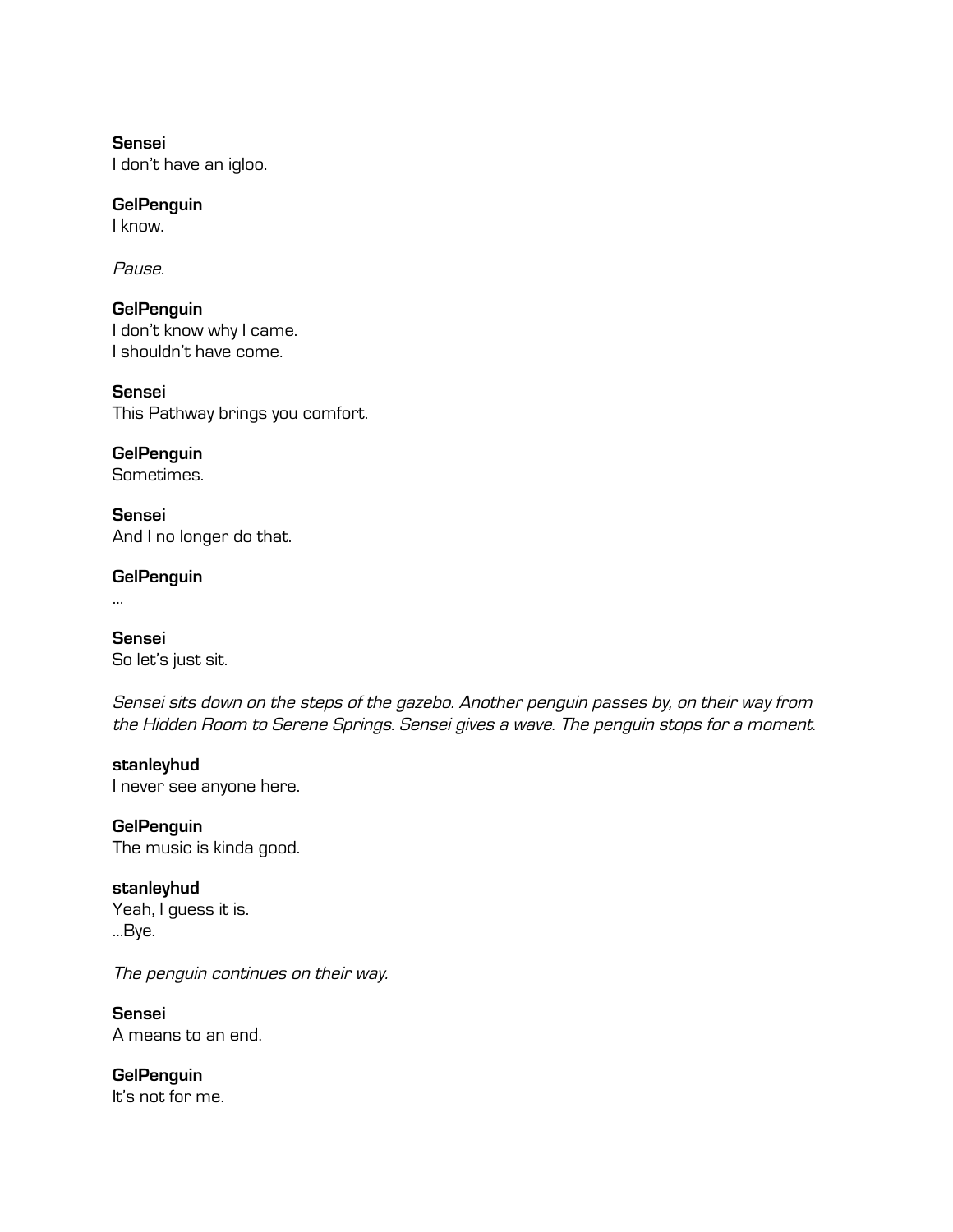**Sensei**
I don't have an igloo.

**GelPenguin**
I know.

*Pause.*

**GelPenguin**
I don't know why I came.
I shouldn't have come.

**Sensei**
This Pathway brings you comfort.

**GelPenguin**
Sometimes.

**Sensei**
And I no longer do that.

**GelPenguin**
...

**Sensei**
So let's just sit.

*Sensei sits down on the steps of the gazebo. Another penguin passes by, on their way from the Hidden Room to Serene Springs. Sensei gives a wave. The penguin stops for a moment.*

**stanleyhud**
I never see anyone here.

**GelPenguin**
The music is kinda good.

**stanleyhud**
Yeah, I guess it is.
...Bye.

*The penguin continues on their way.*

**Sensei**
A means to an end.

**GelPenguin**
It's not for me.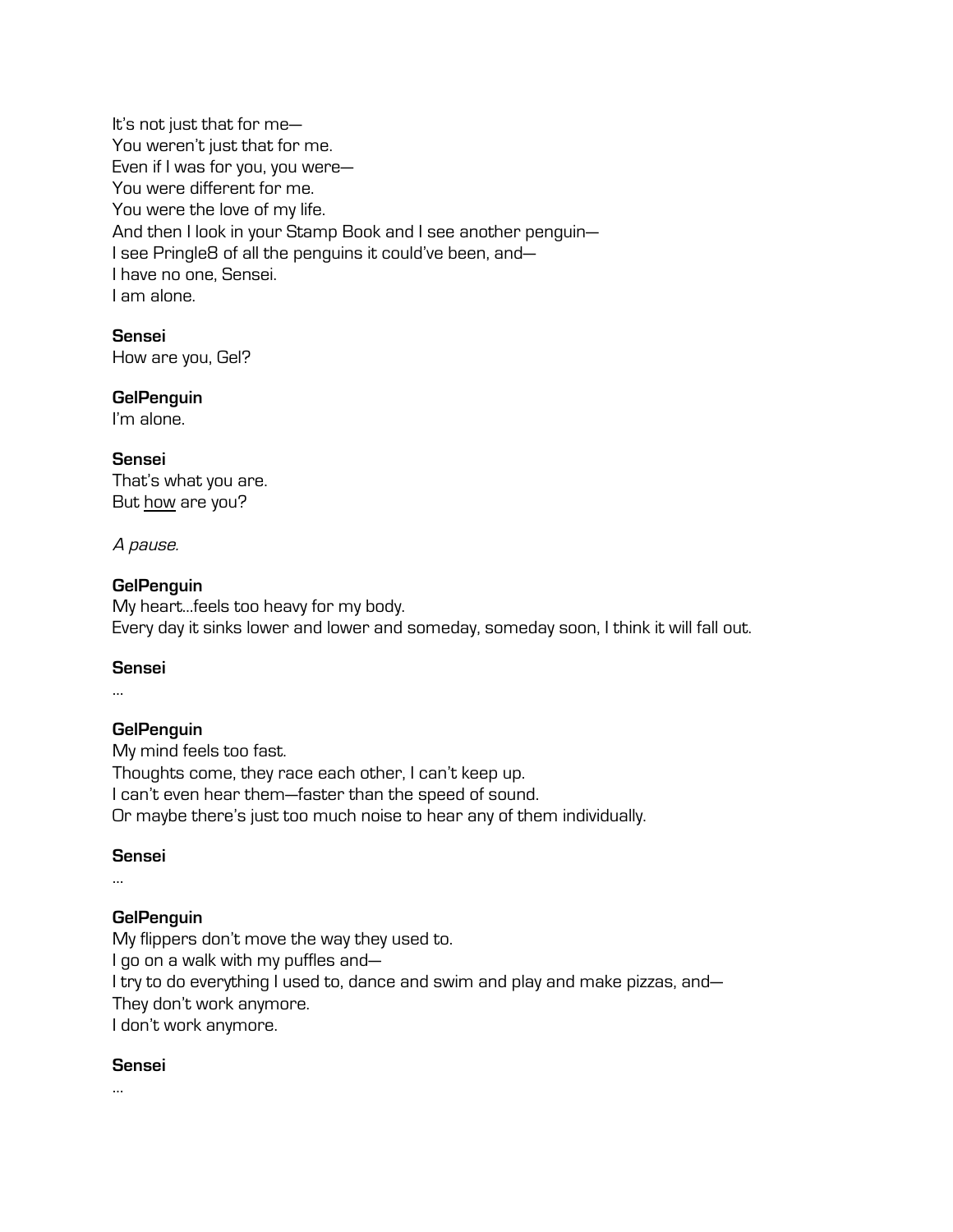It's not just that for me—  
You weren't just that for me.  
Even if I was for you, you were—  
You were different for me.  
You were the love of my life.  
And then I look in your Stamp Book and I see another penguin—  
I see Pringle8 of all the penguins it could've been, and—  
I have no one, Sensei.  
I am alone.

**Sensei**  
How are you, Gel?

**GelPenguin**  
I'm alone.

**Sensei**  
That's what you are.  
But <u>how</u> are you?

*A pause.*

**GelPenguin**  
My heart…feels too heavy for my body.  
Every day it sinks lower and lower and someday, someday soon, I think it will fall out.

**Sensei**  
…

**GelPenguin**  
My mind feels too fast.  
Thoughts come, they race each other, I can't keep up.  
I can't even hear them—faster than the speed of sound.  
Or maybe there's just too much noise to hear any of them individually.

**Sensei**  
…

**GelPenguin**  
My flippers don't move the way they used to.  
I go on a walk with my puffles and—  
I try to do everything I used to, dance and swim and play and make pizzas, and—  
They don't work anymore.  
I don't work anymore.

**Sensei**  
…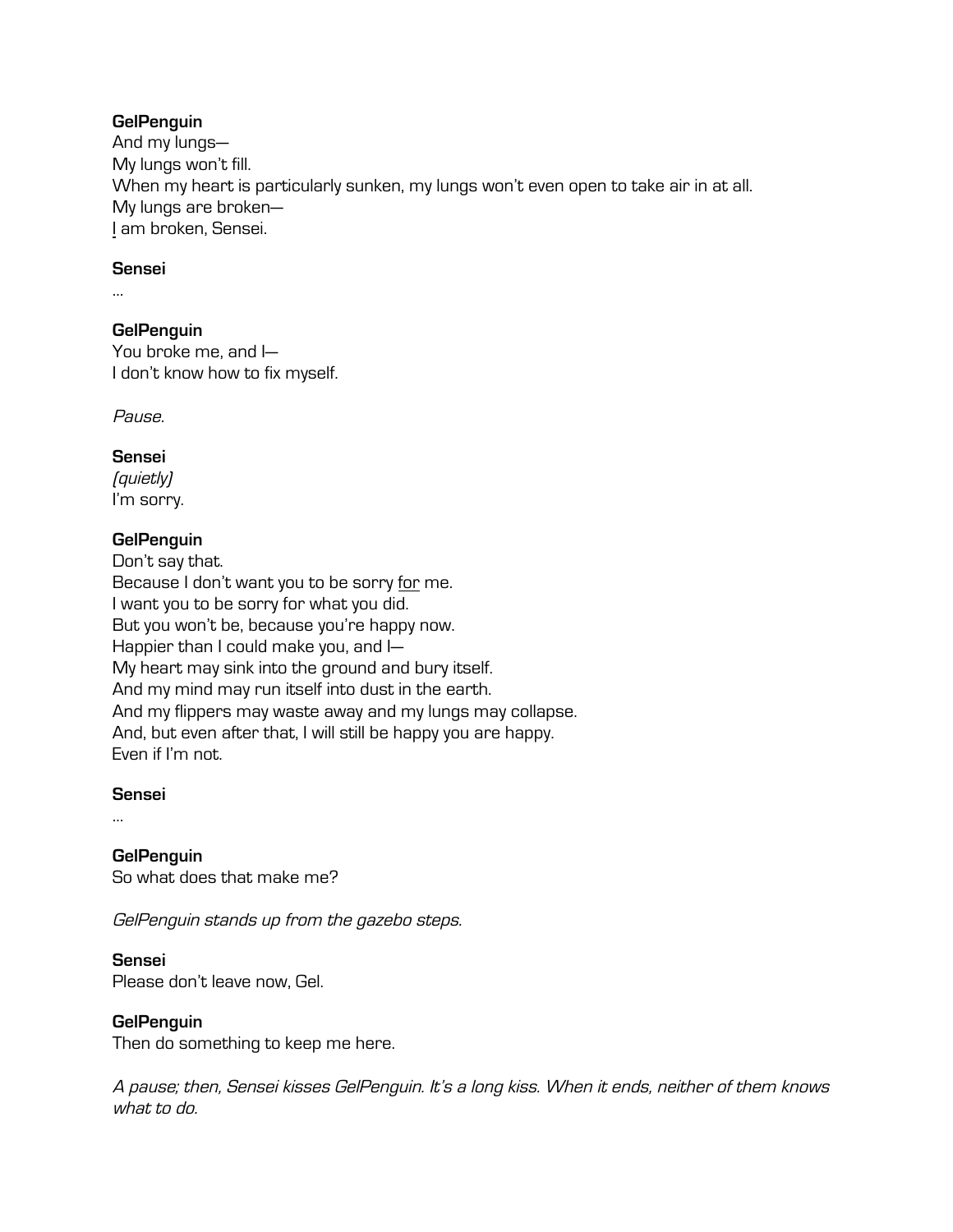**GelPenguin**
And my lungs—
My lungs won't fill.
When my heart is particularly sunken, my lungs won't even open to take air in at all.
My lungs are broken—
<u>I</u> am broken, Sensei.

**Sensei**
...

**GelPenguin**
You broke me, and I—
I don't know how to fix myself.

*Pause.*

**Sensei**
*(quietly)*
I'm sorry.

**GelPenguin**
Don't say that.
Because I don't want you to be sorry <u>for</u> me.
I want you to be sorry for what you did.
But you won't be, because you're happy now.
Happier than I could make you, and I—
My heart may sink into the ground and bury itself.
And my mind may run itself into dust in the earth.
And my flippers may waste away and my lungs may collapse.
And, but even after that, I will still be happy you are happy.
Even if I'm not.

**Sensei**
...

**GelPenguin**
So what does that make me?

*GelPenguin stands up from the gazebo steps.*

**Sensei**
Please don't leave now, Gel.

**GelPenguin**
Then do something to keep me here.

*A pause; then, Sensei kisses GelPenguin. It's a long kiss. When it ends, neither of them knows what to do.*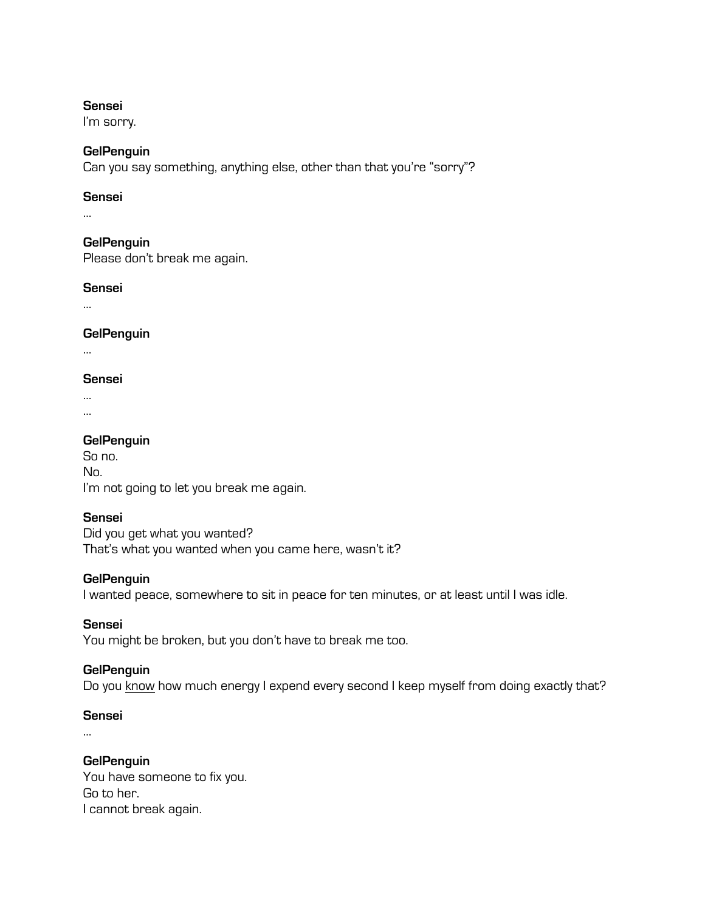**Sensei**
I'm sorry.

**GelPenguin**
Can you say something, anything else, other than that you're "sorry"?

**Sensei**
...

**GelPenguin**
Please don't break me again.

**Sensei**
...

**GelPenguin**
...

**Sensei**
...
...

**GelPenguin**
So no.
No.
I'm not going to let you break me again.

**Sensei**
Did you get what you wanted?
That's what you wanted when you came here, wasn't it?

**GelPenguin**
I wanted peace, somewhere to sit in peace for ten minutes, or at least until I was idle.

**Sensei**
You might be broken, but you don't have to break me too.

**GelPenguin**
Do you <u>know</u> how much energy I expend every second I keep myself from doing exactly that?

**Sensei**
...

**GelPenguin**
You have someone to fix you.
Go to her.
I cannot break again.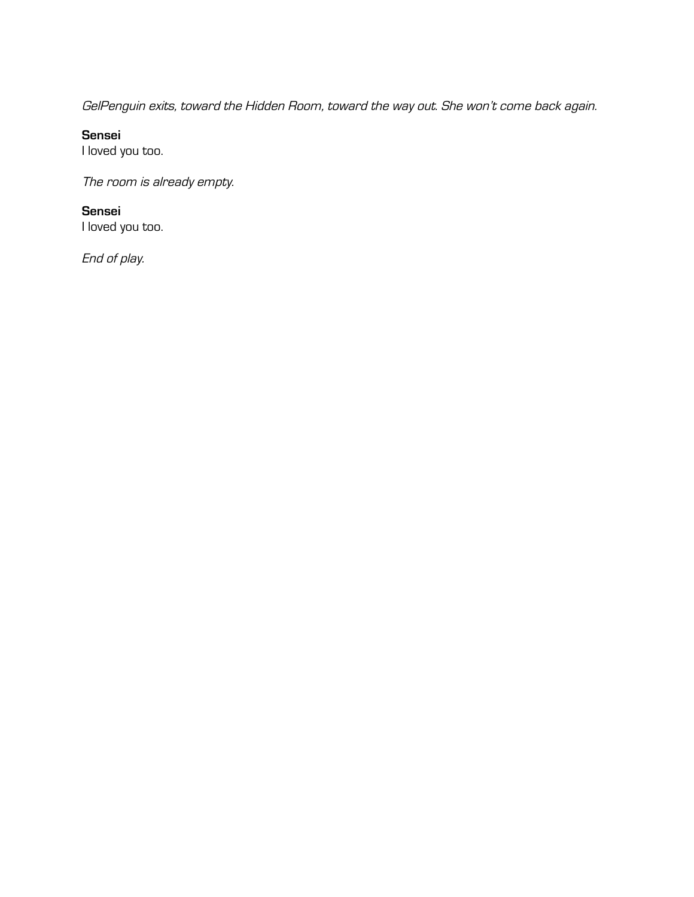*GelPenguin exits, toward the Hidden Room, toward the way out. She won't come back again.*

**Sensei**
I loved you too.

*The room is already empty.*

**Sensei**
I loved you too.

*End of play.*